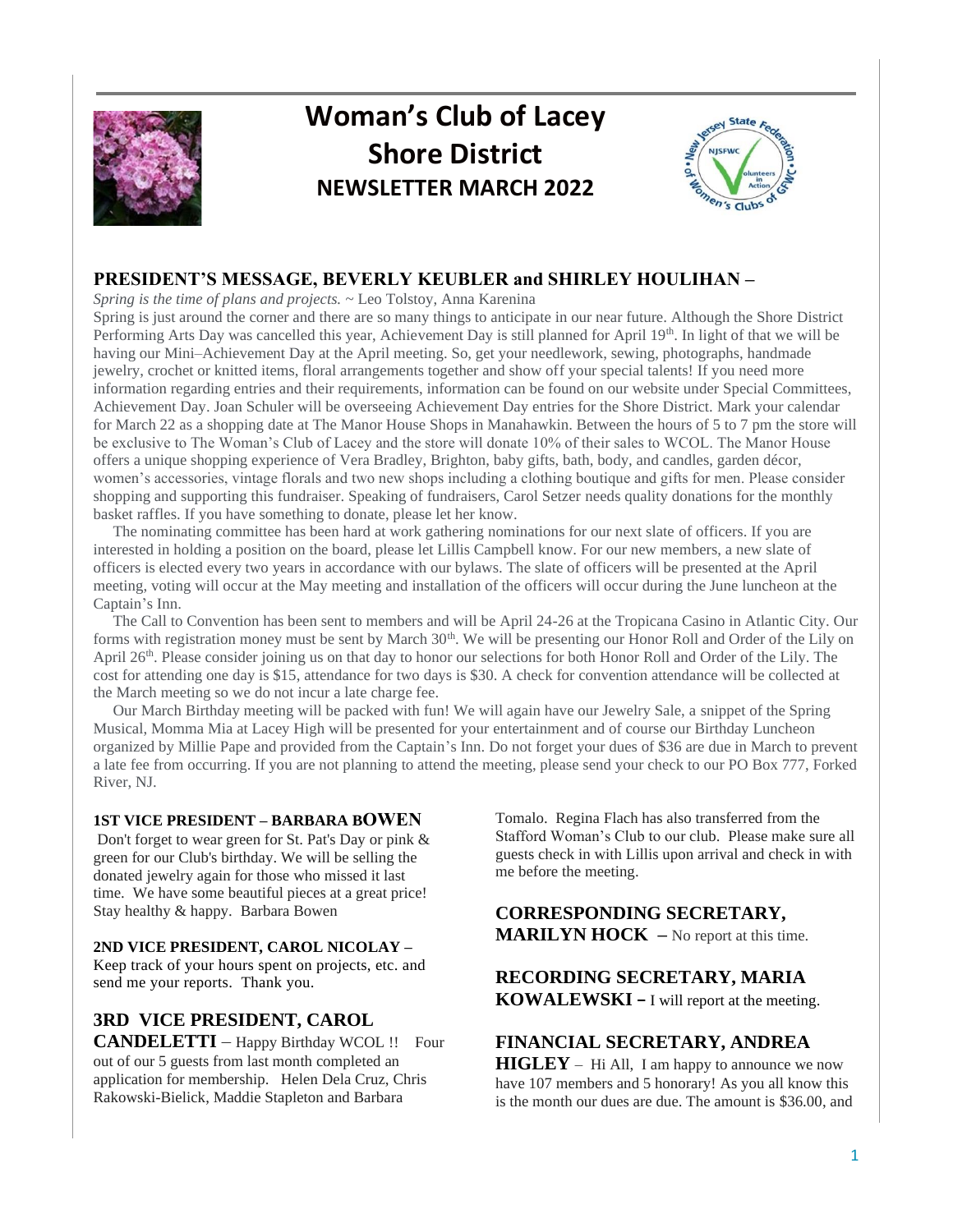# Woman's Club of Lacey
# Shore District
## NEWSLETTER MARCH 2022

## PRESIDENT'S MESSAGE, BEVERLY KEUBLER and SHIRLEY HOULIHAN –

*Spring is the time of plans and projects.* ~ Leo Tolstoy, Anna Karenina

Spring is just around the corner and there are so many things to anticipate in our near future. Although the Shore District Performing Arts Day was cancelled this year, Achievement Day is still planned for April 19th. In light of that we will be having our Mini–Achievement Day at the April meeting. So, get your needlework, sewing, photographs, handmade jewelry, crochet or knitted items, floral arrangements together and show off your special talents! If you need more information regarding entries and their requirements, information can be found on our website under Special Committees, Achievement Day. Joan Schuler will be overseeing Achievement Day entries for the Shore District. Mark your calendar for March 22 as a shopping date at The Manor House Shops in Manahawkin. Between the hours of 5 to 7 pm the store will be exclusive to The Woman's Club of Lacey and the store will donate 10% of their sales to WCOL. The Manor House offers a unique shopping experience of Vera Bradley, Brighton, baby gifts, bath, body, and candles, garden décor, women's accessories, vintage florals and two new shops including a clothing boutique and gifts for men. Please consider shopping and supporting this fundraiser. Speaking of fundraisers, Carol Setzer needs quality donations for the monthly basket raffles. If you have something to donate, please let her know.

The nominating committee has been hard at work gathering nominations for our next slate of officers. If you are interested in holding a position on the board, please let Lillis Campbell know. For our new members, a new slate of officers is elected every two years in accordance with our bylaws. The slate of officers will be presented at the April meeting, voting will occur at the May meeting and installation of the officers will occur during the June luncheon at the Captain's Inn.

The Call to Convention has been sent to members and will be April 24-26 at the Tropicana Casino in Atlantic City. Our forms with registration money must be sent by March 30th. We will be presenting our Honor Roll and Order of the Lily on April 26th. Please consider joining us on that day to honor our selections for both Honor Roll and Order of the Lily. The cost for attending one day is $15, attendance for two days is $30. A check for convention attendance will be collected at the March meeting so we do not incur a late charge fee.

Our March Birthday meeting will be packed with fun! We will again have our Jewelry Sale, a snippet of the Spring Musical, Momma Mia at Lacey High will be presented for your entertainment and of course our Birthday Luncheon organized by Millie Pape and provided from the Captain's Inn. Do not forget your dues of $36 are due in March to prevent a late fee from occurring. If you are not planning to attend the meeting, please send your check to our PO Box 777, Forked River, NJ.

### 1ST VICE PRESIDENT – BARBARA BOWEN

Don't forget to wear green for St. Pat's Day or pink & green for our Club's birthday. We will be selling the donated jewelry again for those who missed it last time. We have some beautiful pieces at a great price! Stay healthy & happy. Barbara Bowen

### 2ND VICE PRESIDENT, CAROL NICOLAY –

Keep track of your hours spent on projects, etc. and send me your reports. Thank you.

### 3RD VICE PRESIDENT, CAROL CANDELETTI –

Happy Birthday WCOL !! Four out of our 5 guests from last month completed an application for membership. Helen Dela Cruz, Chris Rakowski-Bielick, Maddie Stapleton and Barbara Tomalo. Regina Flach has also transferred from the Stafford Woman's Club to our club. Please make sure all guests check in with Lillis upon arrival and check in with me before the meeting.

### CORRESPONDING SECRETARY, MARILYN HOCK –

No report at this time.

### RECORDING SECRETARY, MARIA KOWALEWSKI –

I will report at the meeting.

### FINANCIAL SECRETARY, ANDREA HIGLEY –

Hi All, I am happy to announce we now have 107 members and 5 honorary! As you all know this is the month our dues are due. The amount is $36.00, and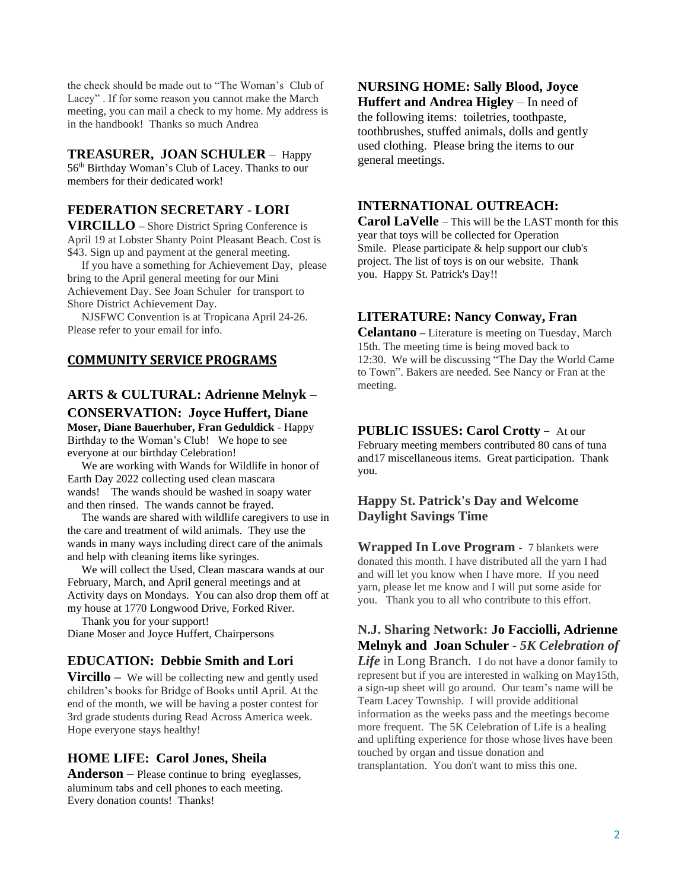the check should be made out to "The Woman's Club of Lacey" . If for some reason you cannot make the March meeting, you can mail a check to my home. My address is in the handbook! Thanks so much Andrea

**TREASURER, JOAN SCHULER** – Happy 56th Birthday Woman's Club of Lacey. Thanks to our members for their dedicated work!

**FEDERATION SECRETARY - LORI VIRCILLO** – Shore District Spring Conference is April 19 at Lobster Shanty Point Pleasant Beach. Cost is $43. Sign up and payment at the general meeting.

If you have a something for Achievement Day, please bring to the April general meeting for our Mini Achievement Day. See Joan Schuler for transport to Shore District Achievement Day.

NJSFWC Convention is at Tropicana April 24-26. Please refer to your email for info.

## COMMUNITY SERVICE PROGRAMS

**ARTS & CULTURAL: Adrienne Melnyk** –

**CONSERVATION: Joyce Huffert, Diane Moser, Diane Bauerhuber, Fran Geduldick** - Happy Birthday to the Woman's Club! We hope to see everyone at our birthday Celebration!

We are working with Wands for Wildlife in honor of Earth Day 2022 collecting used clean mascara wands! The wands should be washed in soapy water and then rinsed. The wands cannot be frayed.

The wands are shared with wildlife caregivers to use in the care and treatment of wild animals. They use the wands in many ways including direct care of the animals and help with cleaning items like syringes.

We will collect the Used, Clean mascara wands at our February, March, and April general meetings and at Activity days on Mondays. You can also drop them off at my house at 1770 Longwood Drive, Forked River.

Thank you for your support!
Diane Moser and Joyce Huffert, Chairpersons

**EDUCATION: Debbie Smith and Lori Vircillo** – We will be collecting new and gently used children's books for Bridge of Books until April. At the end of the month, we will be having a poster contest for 3rd grade students during Read Across America week. Hope everyone stays healthy!

**HOME LIFE: Carol Jones, Sheila Anderson** – Please continue to bring eyeglasses, aluminum tabs and cell phones to each meeting. Every donation counts! Thanks!

**NURSING HOME: Sally Blood, Joyce Huffert and Andrea Higley** – In need of the following items: toiletries, toothpaste, toothbrushes, stuffed animals, dolls and gently used clothing. Please bring the items to our general meetings.

**INTERNATIONAL OUTREACH: Carol LaVelle** – This will be the LAST month for this year that toys will be collected for Operation Smile. Please participate & help support our club's project. The list of toys is on our website. Thank you. Happy St. Patrick's Day!!

**LITERATURE: Nancy Conway, Fran Celantano** – Literature is meeting on Tuesday, March 15th. The meeting time is being moved back to 12:30. We will be discussing "The Day the World Came to Town". Bakers are needed. See Nancy or Fran at the meeting.

**PUBLIC ISSUES: Carol Crotty** – At our February meeting members contributed 80 cans of tuna and17 miscellaneous items. Great participation. Thank you.

**Happy St. Patrick's Day and Welcome Daylight Savings Time**

**Wrapped In Love Program** - 7 blankets were donated this month. I have distributed all the yarn I had and will let you know when I have more. If you need yarn, please let me know and I will put some aside for you. Thank you to all who contribute to this effort.

**N.J. Sharing Network: Jo Facciolli, Adrienne Melnyk and Joan Schuler** - ***5K Celebration of Life*** in Long Branch. I do not have a donor family to represent but if you are interested in walking on May15th, a sign-up sheet will go around. Our team's name will be Team Lacey Township. I will provide additional information as the weeks pass and the meetings become more frequent. The 5K Celebration of Life is a healing and uplifting experience for those whose lives have been touched by organ and tissue donation and transplantation. You don't want to miss this one.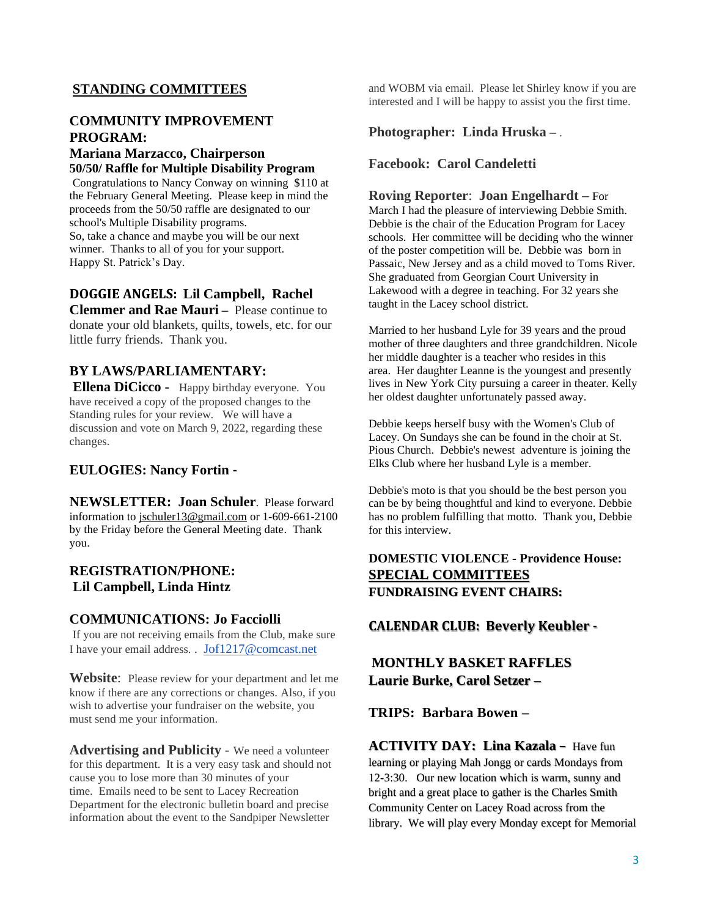## STANDING COMMITTEES

### COMMUNITY IMPROVEMENT PROGRAM:

**Mariana Marzacco, Chairperson**
**50/50/ Raffle for Multiple Disability Program**

Congratulations to Nancy Conway on winning $110 at the February General Meeting. Please keep in mind the proceeds from the 50/50 raffle are designated to our school's Multiple Disability programs. So, take a chance and maybe you will be our next winner. Thanks to all of you for your support. Happy St. Patrick's Day.

**DOGGIE ANGELS: Lil Campbell, Rachel Clemmer and Rae Mauri –** Please continue to donate your old blankets, quilts, towels, etc. for our little furry friends. Thank you.

**BY LAWS/PARLIAMENTARY:**
**Ellena DiCicco -** Happy birthday everyone. You have received a copy of the proposed changes to the Standing rules for your review. We will have a discussion and vote on March 9, 2022, regarding these changes.

**EULOGIES: Nancy Fortin -**

**NEWSLETTER: Joan Schuler**. Please forward information to jschuler13@gmail.com or 1-609-661-2100 by the Friday before the General Meeting date. Thank you.

**REGISTRATION/PHONE:**
**Lil Campbell, Linda Hintz**

**COMMUNICATIONS: Jo Facciolli**
If you are not receiving emails from the Club, make sure I have your email address. . Jof1217@comcast.net

**Website**: Please review for your department and let me know if there are any corrections or changes. Also, if you wish to advertise your fundraiser on the website, you must send me your information.

**Advertising and Publicity** - We need a volunteer for this department. It is a very easy task and should not cause you to lose more than 30 minutes of your time. Emails need to be sent to Lacey Recreation Department for the electronic bulletin board and precise information about the event to the Sandpiper Newsletter and WOBM via email. Please let Shirley know if you are interested and I will be happy to assist you the first time.

**Photographer: Linda Hruska** – .

**Facebook: Carol Candeletti**

**Roving Reporter**: **Joan Engelhardt** – For March I had the pleasure of interviewing Debbie Smith. Debbie is the chair of the Education Program for Lacey schools. Her committee will be deciding who the winner of the poster competition will be. Debbie was born in Passaic, New Jersey and as a child moved to Toms River. She graduated from Georgian Court University in Lakewood with a degree in teaching. For 32 years she taught in the Lacey school district.

Married to her husband Lyle for 39 years and the proud mother of three daughters and three grandchildren. Nicole her middle daughter is a teacher who resides in this area. Her daughter Leanne is the youngest and presently lives in New York City pursuing a career in theater. Kelly her oldest daughter unfortunately passed away.

Debbie keeps herself busy with the Women's Club of Lacey. On Sundays she can be found in the choir at St. Pious Church. Debbie's newest adventure is joining the Elks Club where her husband Lyle is a member.

Debbie's moto is that you should be the best person you can be by being thoughtful and kind to everyone. Debbie has no problem fulfilling that motto. Thank you, Debbie for this interview.

**DOMESTIC VIOLENCE - Providence House:**

## SPECIAL COMMITTEES

**FUNDRAISING EVENT CHAIRS:**

**CALENDAR CLUB: Beverly Keubler -**

**MONTHLY BASKET RAFFLES**
**Laurie Burke, Carol Setzer –**

**TRIPS: Barbara Bowen –**

**ACTIVITY DAY: Lina Kazala –** Have fun learning or playing Mah Jongg or cards Mondays from 12-3:30. Our new location which is warm, sunny and bright and a great place to gather is the Charles Smith Community Center on Lacey Road across from the library. We will play every Monday except for Memorial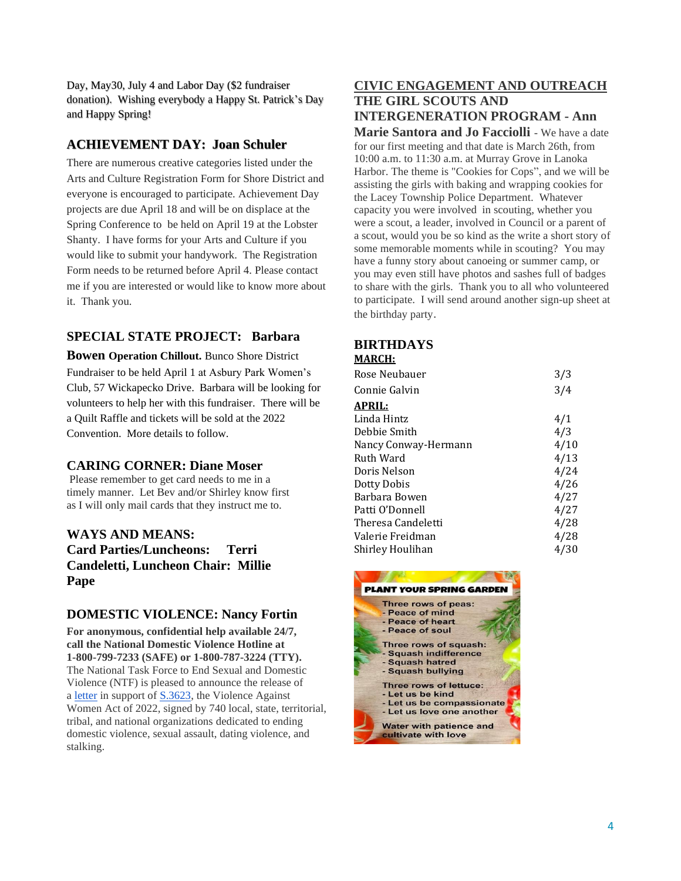Day, May30, July 4 and Labor Day ($2 fundraiser donation). Wishing everybody a Happy St. Patrick's Day and Happy Spring!

## ACHIEVEMENT DAY: Joan Schuler

There are numerous creative categories listed under the Arts and Culture Registration Form for Shore District and everyone is encouraged to participate. Achievement Day projects are due April 18 and will be on displace at the Spring Conference to be held on April 19 at the Lobster Shanty. I have forms for your Arts and Culture if you would like to submit your handywork. The Registration Form needs to be returned before April 4. Please contact me if you are interested or would like to know more about it. Thank you.

## SPECIAL STATE PROJECT: Barbara Bowen

**Operation Chillout.** Bunco Shore District Fundraiser to be held April 1 at Asbury Park Women's Club, 57 Wickapecko Drive. Barbara will be looking for volunteers to help her with this fundraiser. There will be a Quilt Raffle and tickets will be sold at the 2022 Convention. More details to follow.

## CARING CORNER: Diane Moser

Please remember to get card needs to me in a timely manner. Let Bev and/or Shirley know first as I will only mail cards that they instruct me to.

## WAYS AND MEANS:

**Card Parties/Luncheons: Terri Candeletti, Luncheon Chair: Millie Pape**

## DOMESTIC VIOLENCE: Nancy Fortin

**For anonymous, confidential help available 24/7, call the National Domestic Violence Hotline at 1-800-799-7233 (SAFE) or 1-800-787-3224 (TTY).** The National Task Force to End Sexual and Domestic Violence (NTF) is pleased to announce the release of a letter in support of S.3623, the Violence Against Women Act of 2022, signed by 740 local, state, territorial, tribal, and national organizations dedicated to ending domestic violence, sexual assault, dating violence, and stalking.

## CIVIC ENGAGEMENT AND OUTREACH

**THE GIRL SCOUTS AND INTERGENERATION PROGRAM - Ann Marie Santora and Jo Facciolli** - We have a date for our first meeting and that date is March 26th, from 10:00 a.m. to 11:30 a.m. at Murray Grove in Lanoka Harbor. The theme is "Cookies for Cops", and we will be assisting the girls with baking and wrapping cookies for the Lacey Township Police Department. Whatever capacity you were involved in scouting, whether you were a scout, a leader, involved in Council or a parent of a scout, would you be so kind as the write a short story of some memorable moments while in scouting? You may have a funny story about canoeing or summer camp, or you may even still have photos and sashes full of badges to share with the girls. Thank you to all who volunteered to participate. I will send around another sign-up sheet at the birthday party.

## BIRTHDAYS

**MARCH:**

| | |
|---|---|
| Rose Neubauer | 3/3 |
| Connie Galvin | 3/4 |

**APRIL:**

| | |
|---|---|
| Linda Hintz | 4/1 |
| Debbie Smith | 4/3 |
| Nancy Conway-Hermann | 4/10 |
| Ruth Ward | 4/13 |
| Doris Nelson | 4/24 |
| Dotty Dobis | 4/26 |
| Barbara Bowen | 4/27 |
| Patti O'Donnell | 4/27 |
| Theresa Candeletti | 4/28 |
| Valerie Freidman | 4/28 |
| Shirley Houlihan | 4/30 |

PLANT YOUR SPRING GARDEN

Three rows of peas:
- Peace of mind
- Peace of heart
- Peace of soul

Three rows of squash:
- Squash indifference
- Squash hatred
- Squash bullying

Three rows of lettuce:
- Let us be kind
- Let us be compassionate
- Let us love one another

Water with patience and cultivate with love